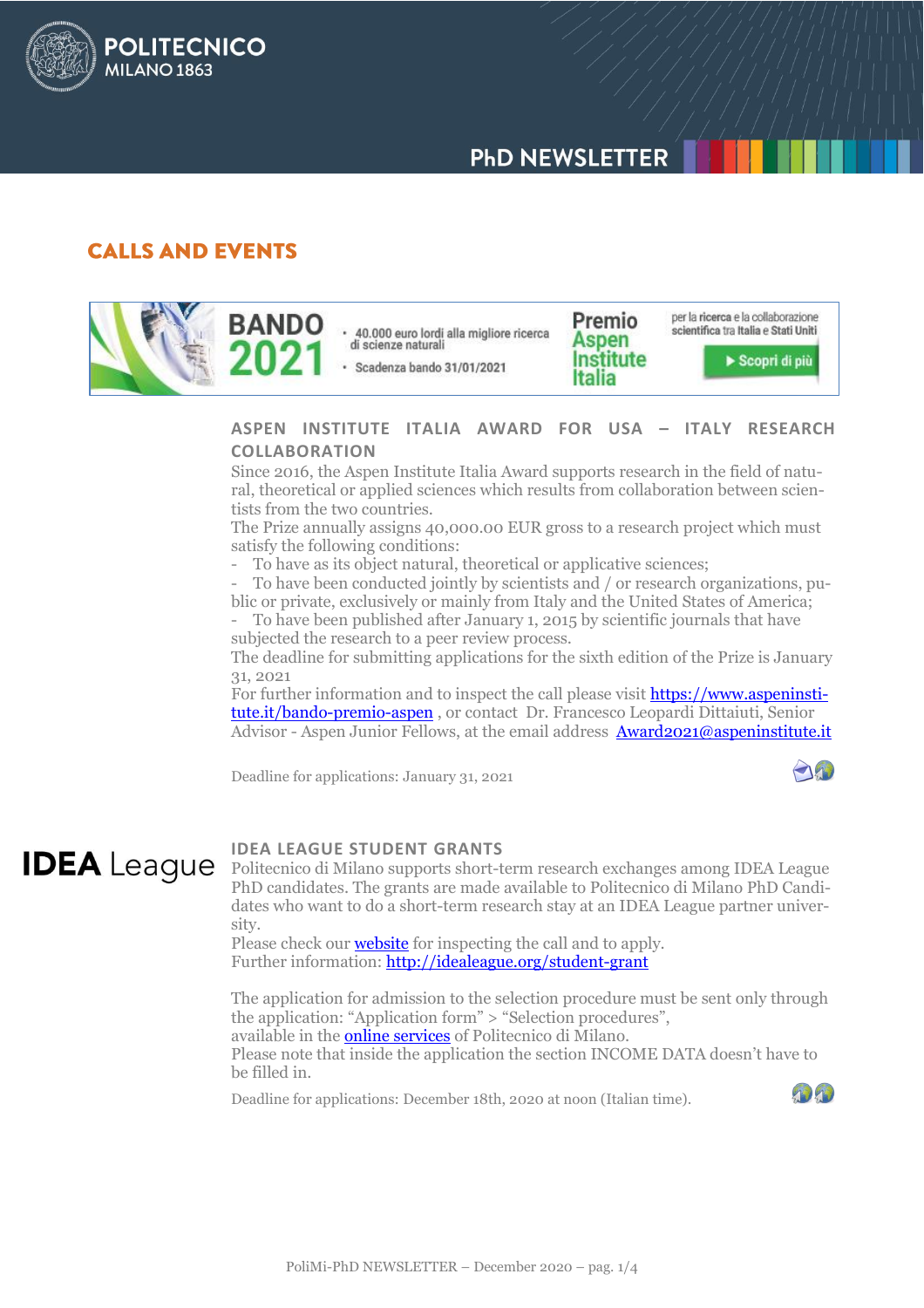# CALLS AND EVENTS

BANDO 2021

- 40.000 euro lordi alla migliore ricerca di scienze naturali
- Scadenza bando 31/01/2021

Premio Aspen Institute Italia

per la ricerca e la collaborazione scientifica tra Italia e Stati Uniti

Scopri di più

## ASPEN INSTITUTE ITALIA AWARD FOR USA – ITALY RESEARCH COLLABORATION

Since 2016, the Aspen Institute Italia Award supports research in the field of natural, theoretical or applied sciences which results from collaboration between scientists from the two countries.

The Prize annually assigns 40,000.00 EUR gross to a research project which must satisfy the following conditions:

- To have as its object natural, theoretical or applicative sciences;
- To have been conducted jointly by scientists and / or research organizations, public or private, exclusively or mainly from Italy and the United States of America;
- To have been published after January 1, 2015 by scientific journals that have subjected the research to a peer review process.

The deadline for submitting applications for the sixth edition of the Prize is January 31, 2021

For further information and to inspect the call please visit https://www.aspeninstitute.it/bando-premio-aspen , or contact Dr. Francesco Leopardi Dittaiuti, Senior Advisor - Aspen Junior Fellows, at the email address Award2021@aspeninstitute.it

Deadline for applications: January 31, 2021

**IDEA League**

## IDEA LEAGUE STUDENT GRANTS

Politecnico di Milano supports short-term research exchanges among IDEA League PhD candidates. The grants are made available to Politecnico di Milano PhD Candidates who want to do a short-term research stay at an IDEA League partner university.

Please check our website for inspecting the call and to apply.

Further information: http://idealeague.org/student-grant

The application for admission to the selection procedure must be sent only through the application: "Application form" > "Selection procedures", available in the online services of Politecnico di Milano.

Please note that inside the application the section INCOME DATA doesn't have to be filled in.

Deadline for applications: December 18th, 2020 at noon (Italian time).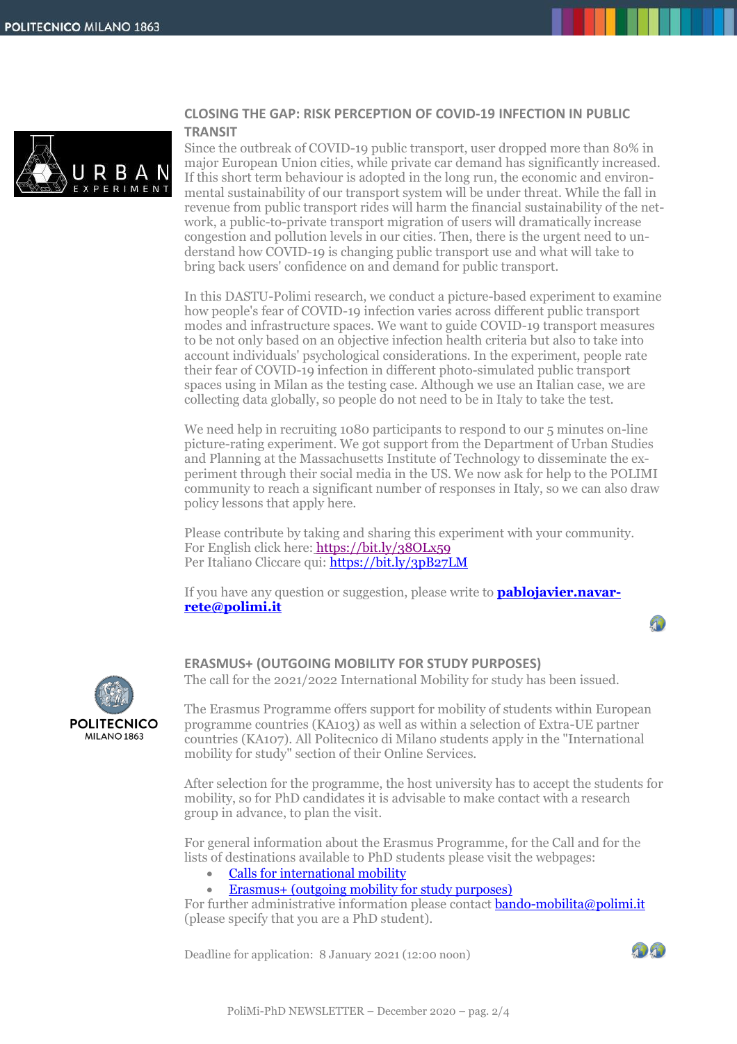## CLOSING THE GAP: RISK PERCEPTION OF COVID-19 INFECTION IN PUBLIC TRANSIT

Since the outbreak of COVID-19 public transport, user dropped more than 80% in major European Union cities, while private car demand has significantly increased. If this short term behaviour is adopted in the long run, the economic and environmental sustainability of our transport system will be under threat. While the fall in revenue from public transport rides will harm the financial sustainability of the network, a public-to-private transport migration of users will dramatically increase congestion and pollution levels in our cities. Then, there is the urgent need to understand how COVID-19 is changing public transport use and what will take to bring back users' confidence on and demand for public transport.

In this DASTU-Polimi research, we conduct a picture-based experiment to examine how people's fear of COVID-19 infection varies across different public transport modes and infrastructure spaces. We want to guide COVID-19 transport measures to be not only based on an objective infection health criteria but also to take into account individuals' psychological considerations. In the experiment, people rate their fear of COVID-19 infection in different photo-simulated public transport spaces using in Milan as the testing case. Although we use an Italian case, we are collecting data globally, so people do not need to be in Italy to take the test.

We need help in recruiting 1080 participants to respond to our 5 minutes on-line picture-rating experiment. We got support from the Department of Urban Studies and Planning at the Massachusetts Institute of Technology to disseminate the experiment through their social media in the US. We now ask for help to the POLIMI community to reach a significant number of responses in Italy, so we can also draw policy lessons that apply here.

Please contribute by taking and sharing this experiment with your community.
For English click here: https://bit.ly/38OLx59
Per Italiano Cliccare qui: https://bit.ly/3pB27LM

If you have any question or suggestion, please write to **pablojavier.navarrete@polimi.it**

## ERASMUS+ (OUTGOING MOBILITY FOR STUDY PURPOSES)

The call for the 2021/2022 International Mobility for study has been issued.

The Erasmus Programme offers support for mobility of students within European programme countries (KA103) as well as within a selection of Extra-UE partner countries (KA107). All Politecnico di Milano students apply in the "International mobility for study" section of their Online Services.

After selection for the programme, the host university has to accept the students for mobility, so for PhD candidates it is advisable to make contact with a research group in advance, to plan the visit.

For general information about the Erasmus Programme, for the Call and for the lists of destinations available to PhD students please visit the webpages:

- Calls for international mobility
- Erasmus+ (outgoing mobility for study purposes)

For further administrative information please contact bando-mobilita@polimi.it (please specify that you are a PhD student).

Deadline for application: 8 January 2021 (12:00 noon)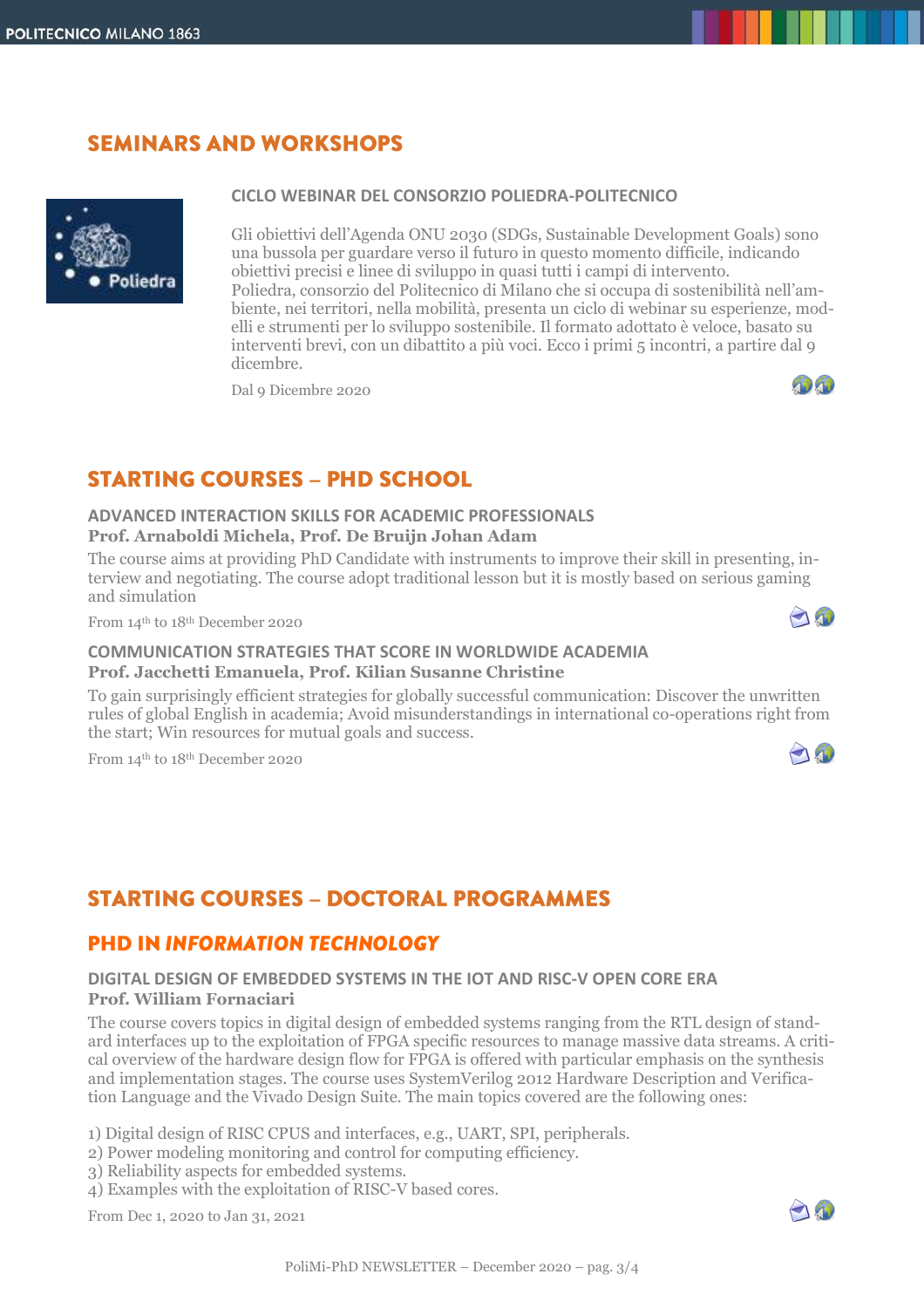## SEMINARS AND WORKSHOPS

### CICLO WEBINAR DEL CONSORZIO POLIEDRA-POLITECNICO

Gli obiettivi dell'Agenda ONU 2030 (SDGs, Sustainable Development Goals) sono una bussola per guardare verso il futuro in questo momento difficile, indicando obiettivi precisi e linee di sviluppo in quasi tutti i campi di intervento.
Poliedra, consorzio del Politecnico di Milano che si occupa di sostenibilità nell'ambiente, nei territori, nella mobilità, presenta un ciclo di webinar su esperienze, modelli e strumenti per lo sviluppo sostenibile. Il formato adottato è veloce, basato su interventi brevi, con un dibattito a più voci. Ecco i primi 5 incontri, a partire dal 9 dicembre.

Dal 9 Dicembre 2020

## STARTING COURSES – PHD SCHOOL

### ADVANCED INTERACTION SKILLS FOR ACADEMIC PROFESSIONALS
**Prof. Arnaboldi Michela, Prof. De Bruijn Johan Adam**

The course aims at providing PhD Candidate with instruments to improve their skill in presenting, interview and negotiating. The course adopt traditional lesson but it is mostly based on serious gaming and simulation

From 14th to 18th December 2020

### COMMUNICATION STRATEGIES THAT SCORE IN WORLDWIDE ACADEMIA
**Prof. Jacchetti Emanuela, Prof. Kilian Susanne Christine**

To gain surprisingly efficient strategies for globally successful communication: Discover the unwritten rules of global English in academia; Avoid misunderstandings in international co-operations right from the start; Win resources for mutual goals and success.

From 14th to 18th December 2020

## STARTING COURSES – DOCTORAL PROGRAMMES

### PHD IN *INFORMATION TECHNOLOGY*

#### DIGITAL DESIGN OF EMBEDDED SYSTEMS IN THE IOT AND RISC-V OPEN CORE ERA
**Prof. William Fornaciari**

The course covers topics in digital design of embedded systems ranging from the RTL design of standard interfaces up to the exploitation of FPGA specific resources to manage massive data streams. A critical overview of the hardware design flow for FPGA is offered with particular emphasis on the synthesis and implementation stages. The course uses SystemVerilog 2012 Hardware Description and Verification Language and the Vivado Design Suite. The main topics covered are the following ones:

1) Digital design of RISC CPUS and interfaces, e.g., UART, SPI, peripherals.
2) Power modeling monitoring and control for computing efficiency.
3) Reliability aspects for embedded systems.
4) Examples with the exploitation of RISC-V based cores.

From Dec 1, 2020 to Jan 31, 2021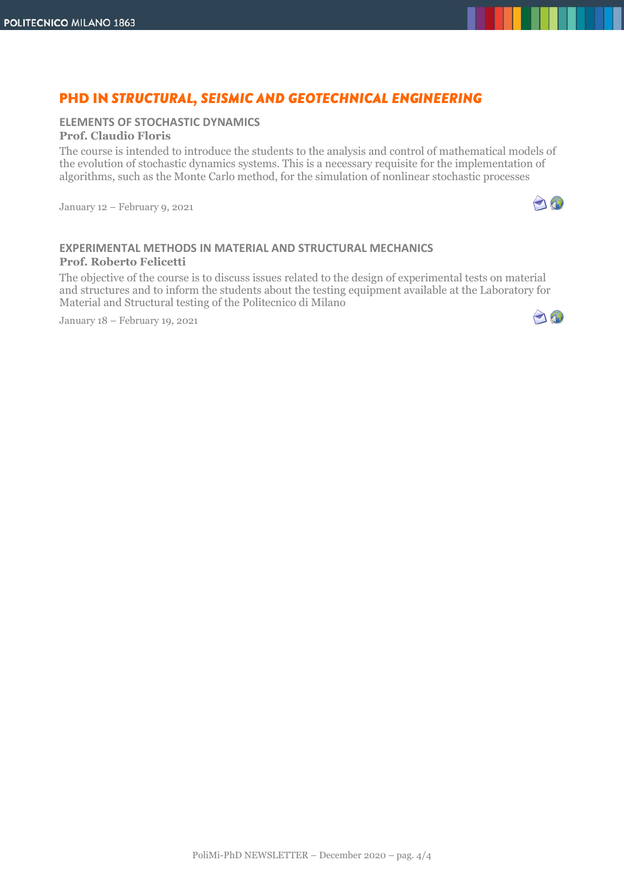## PHD IN *STRUCTURAL, SEISMIC AND GEOTECHNICAL ENGINEERING*

### ELEMENTS OF STOCHASTIC DYNAMICS

**Prof. Claudio Floris**

The course is intended to introduce the students to the analysis and control of mathematical models of the evolution of stochastic dynamics systems. This is a necessary requisite for the implementation of algorithms, such as the Monte Carlo method, for the simulation of nonlinear stochastic processes

January 12 – February 9, 2021

### EXPERIMENTAL METHODS IN MATERIAL AND STRUCTURAL MECHANICS

**Prof. Roberto Felicetti**

The objective of the course is to discuss issues related to the design of experimental tests on material and structures and to inform the students about the testing equipment available at the Laboratory for Material and Structural testing of the Politecnico di Milano

January 18 – February 19, 2021